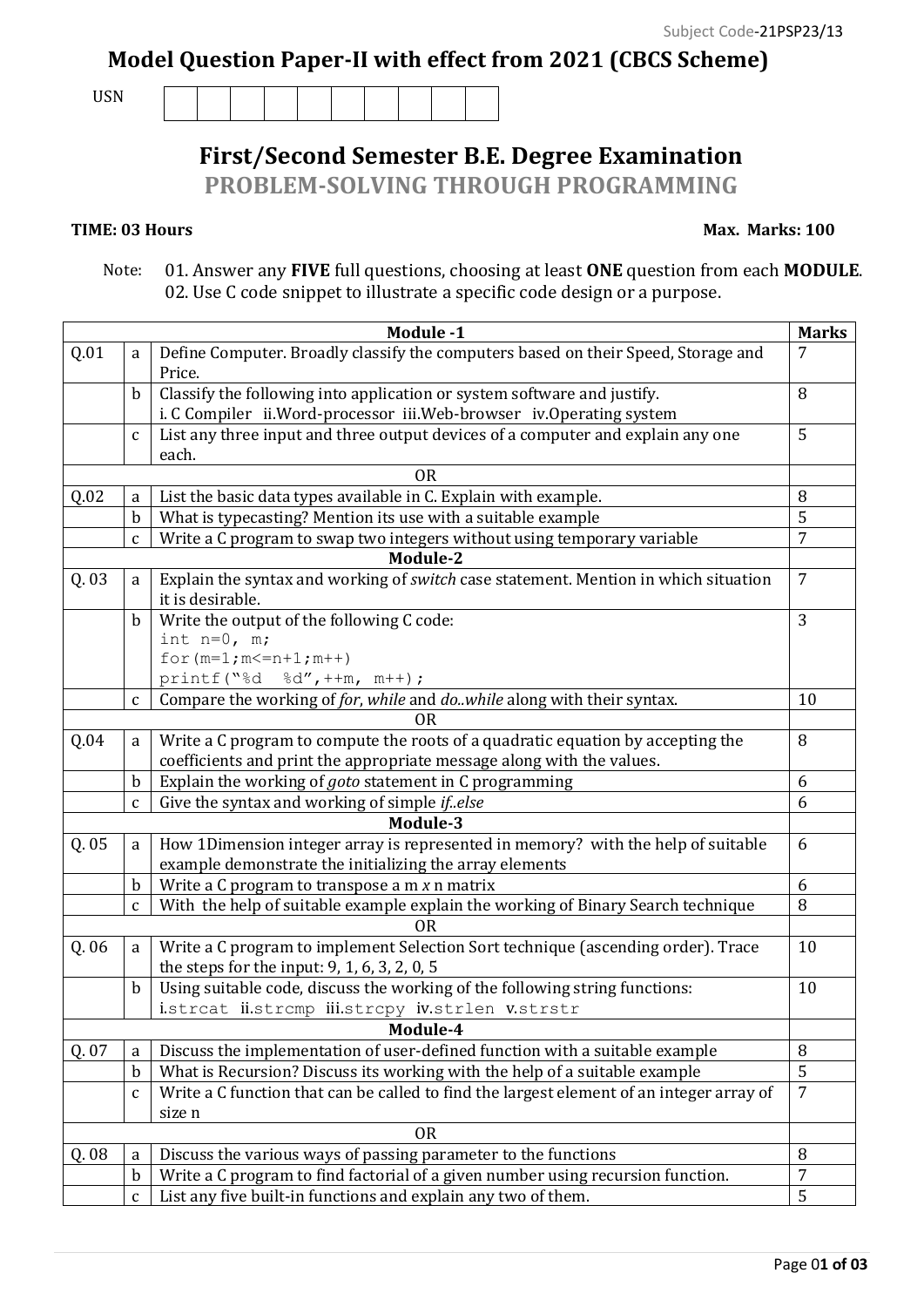Subject Code-21PSP23/13

# Model Question Paper-II with effect from 2021 (CBCS Scheme)

USN | | | | | | | | | | |

## First/Second Semester B.E. Degree Examination

## PROBLEM-SOLVING THROUGH PROGRAMMING

**TIME: 03 Hours** **Max. Marks: 100**

Note: 01. Answer any **FIVE** full questions, choosing at least **ONE** question from each **MODULE**.
02. Use C code snippet to illustrate a specific code design or a purpose.

| | | **Module -1** | **Marks** |
|---|---|---|---|
| Q.01 | a | Define Computer. Broadly classify the computers based on their Speed, Storage and Price. | 7 |
| | b | Classify the following into application or system software and justify. i. C Compiler ii.Word-processor iii.Web-browser iv.Operating system | 8 |
| | c | List any three input and three output devices of a computer and explain any one each. | 5 |
| | | OR | |
| Q.02 | a | List the basic data types available in C. Explain with example. | 8 |
| | b | What is typecasting? Mention its use with a suitable example | 5 |
| | c | Write a C program to swap two integers without using temporary variable | 7 |
| | | **Module-2** | |
| Q. 03 | a | Explain the syntax and working of *switch* case statement. Mention in which situation it is desirable. | 7 |
| | b | Write the output of the following C code:<br>`int n=0, m;`<br>`for(m=1;m<=n+1;m++)`<br>`printf("%d  %d",++m, m++);` | 3 |
| | c | Compare the working of *for*, *while* and *do..while* along with their syntax. | 10 |
| | | OR | |
| Q.04 | a | Write a C program to compute the roots of a quadratic equation by accepting the coefficients and print the appropriate message along with the values. | 8 |
| | b | Explain the working of *goto* statement in C programming | 6 |
| | c | Give the syntax and working of simple *if..else* | 6 |
| | | **Module-3** | |
| Q. 05 | a | How 1Dimension integer array is represented in memory? with the help of suitable example demonstrate the initializing the array elements | 6 |
| | b | Write a C program to transpose a m *x* n matrix | 6 |
| | c | With the help of suitable example explain the working of Binary Search technique | 8 |
| | | OR | |
| Q. 06 | a | Write a C program to implement Selection Sort technique (ascending order). Trace the steps for the input: 9, 1, 6, 3, 2, 0, 5 | 10 |
| | b | Using suitable code, discuss the working of the following string functions: i.`strcat` ii.`strcmp` iii.`strcpy` iv.`strlen` v.`strstr` | 10 |
| | | **Module-4** | |
| Q. 07 | a | Discuss the implementation of user-defined function with a suitable example | 8 |
| | b | What is Recursion? Discuss its working with the help of a suitable example | 5 |
| | c | Write a C function that can be called to find the largest element of an integer array of size n | 7 |
| | | OR | |
| Q. 08 | a | Discuss the various ways of passing parameter to the functions | 8 |
| | b | Write a C program to find factorial of a given number using recursion function. | 7 |
| | c | List any five built-in functions and explain any two of them. | 5 |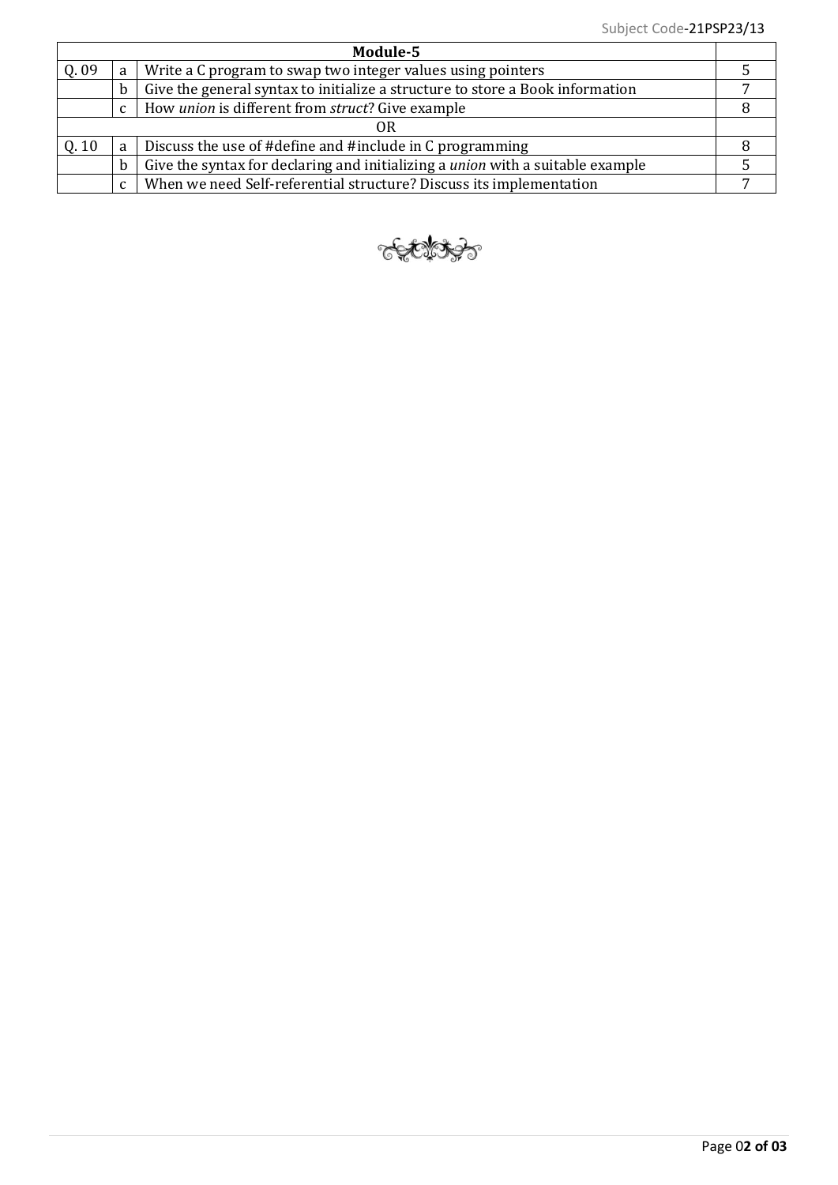| Module-5 | | | |
|---|---|---|---|
| Q. 09 | a | Write a C program to swap two integer values using pointers | 5 |
| | b | Give the general syntax to initialize a structure to store a Book information | 7 |
| | c | How *union* is different from *struct*? Give example | 8 |
| OR | | | |
| Q. 10 | a | Discuss the use of #define and #include in C programming | 8 |
| | b | Give the syntax for declaring and initializing a *union* with a suitable example | 5 |
| | c | When we need Self-referential structure? Discuss its implementation | 7 |